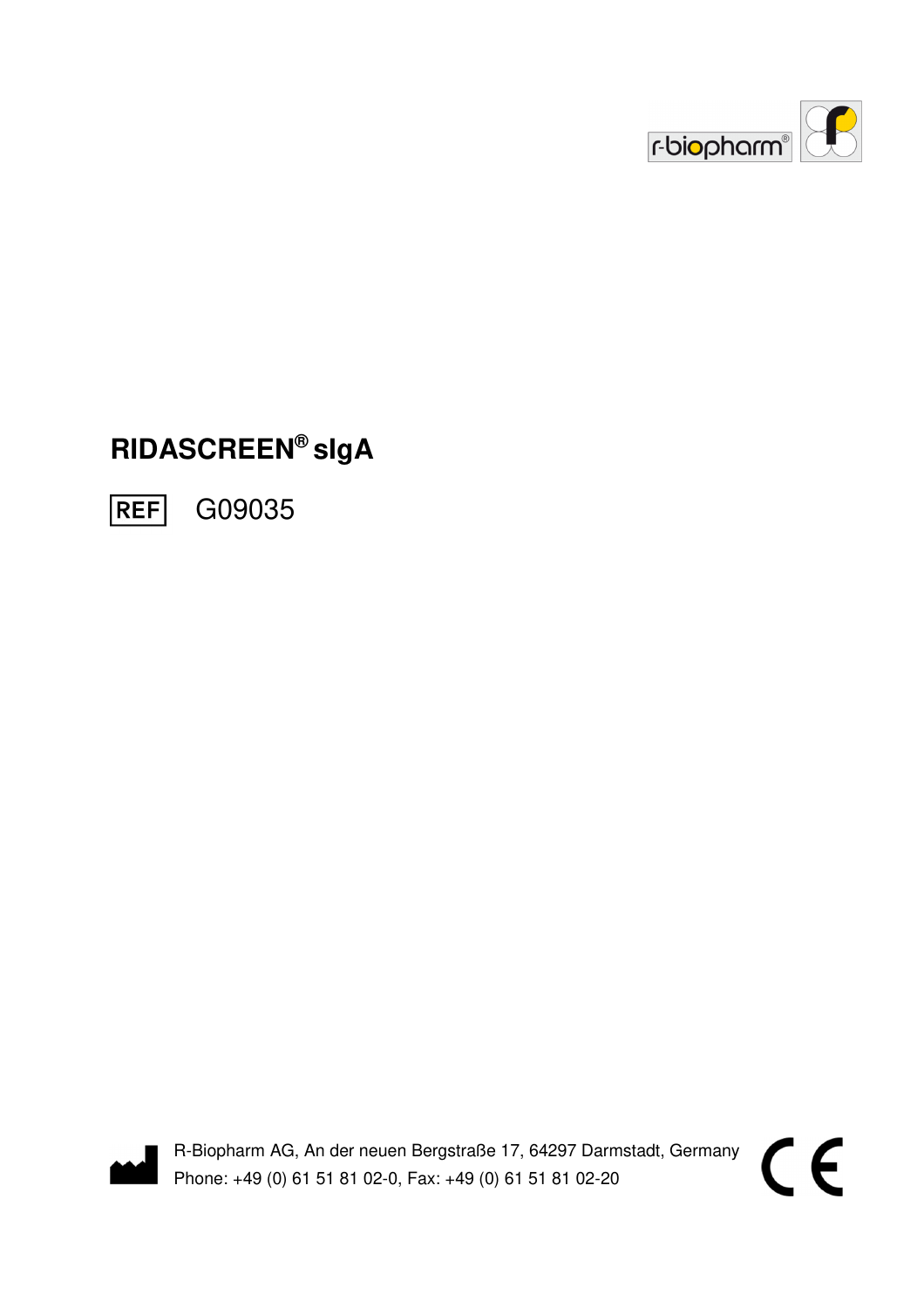# RIDASCREEN® sIgA

REF G09035

R-Biopharm AG, An der neuen Bergstraße 17, 64297 Darmstadt, Germany
Phone: +49 (0) 61 51 81 02-0, Fax: +49 (0) 61 51 81 02-20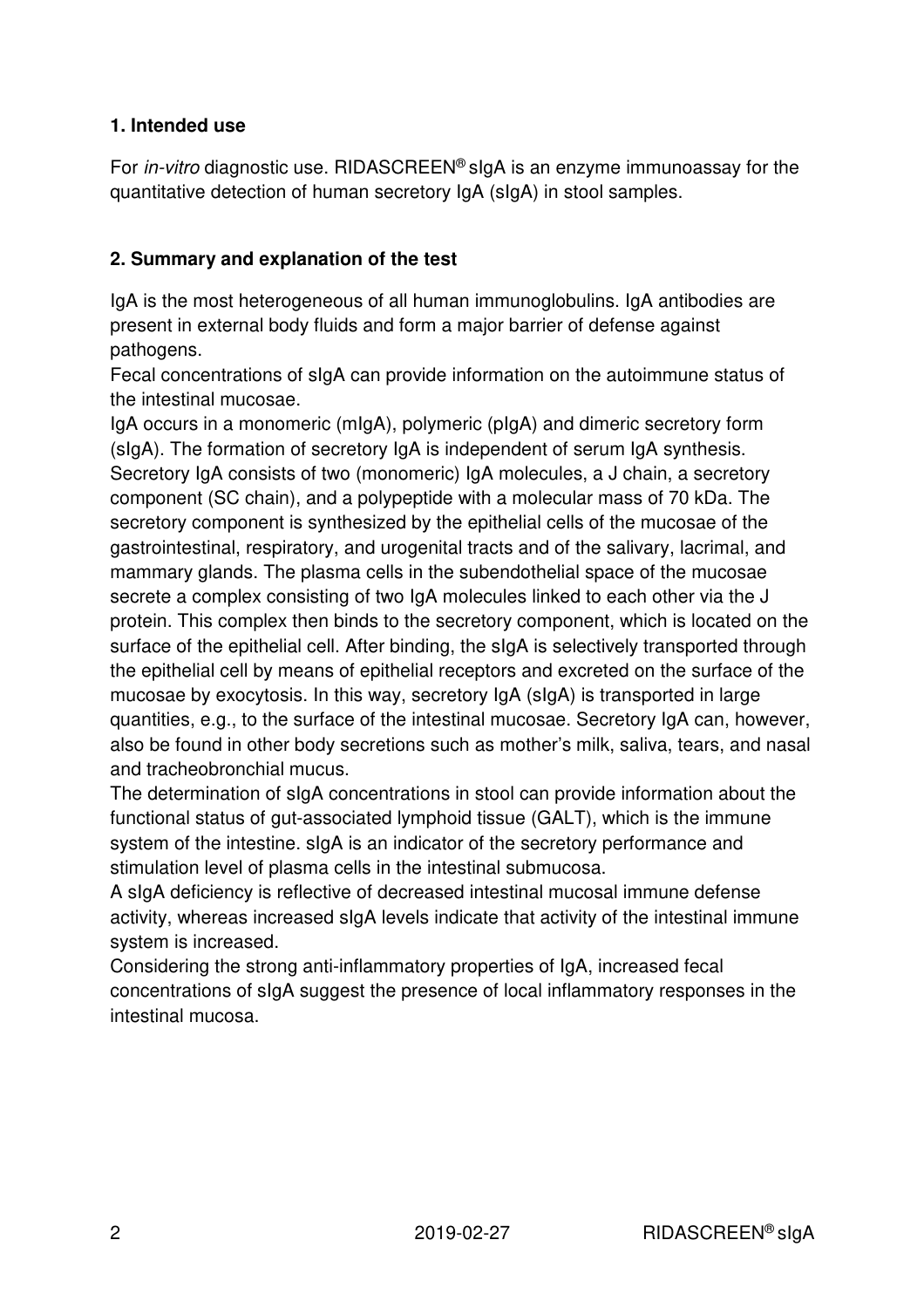## 1. Intended use

For *in-vitro* diagnostic use. RIDASCREEN® sIgA is an enzyme immunoassay for the quantitative detection of human secretory IgA (sIgA) in stool samples.

## 2. Summary and explanation of the test

IgA is the most heterogeneous of all human immunoglobulins. IgA antibodies are present in external body fluids and form a major barrier of defense against pathogens.

Fecal concentrations of sIgA can provide information on the autoimmune status of the intestinal mucosae.

IgA occurs in a monomeric (mIgA), polymeric (pIgA) and dimeric secretory form (sIgA). The formation of secretory IgA is independent of serum IgA synthesis. Secretory IgA consists of two (monomeric) IgA molecules, a J chain, a secretory component (SC chain), and a polypeptide with a molecular mass of 70 kDa. The secretory component is synthesized by the epithelial cells of the mucosae of the gastrointestinal, respiratory, and urogenital tracts and of the salivary, lacrimal, and mammary glands. The plasma cells in the subendothelial space of the mucosae secrete a complex consisting of two IgA molecules linked to each other via the J protein. This complex then binds to the secretory component, which is located on the surface of the epithelial cell. After binding, the sIgA is selectively transported through the epithelial cell by means of epithelial receptors and excreted on the surface of the mucosae by exocytosis. In this way, secretory IgA (sIgA) is transported in large quantities, e.g., to the surface of the intestinal mucosae. Secretory IgA can, however, also be found in other body secretions such as mother's milk, saliva, tears, and nasal and tracheobronchial mucus.

The determination of sIgA concentrations in stool can provide information about the functional status of gut-associated lymphoid tissue (GALT), which is the immune system of the intestine. sIgA is an indicator of the secretory performance and stimulation level of plasma cells in the intestinal submucosa.

A sIgA deficiency is reflective of decreased intestinal mucosal immune defense activity, whereas increased sIgA levels indicate that activity of the intestinal immune system is increased.

Considering the strong anti-inflammatory properties of IgA, increased fecal concentrations of sIgA suggest the presence of local inflammatory responses in the intestinal mucosa.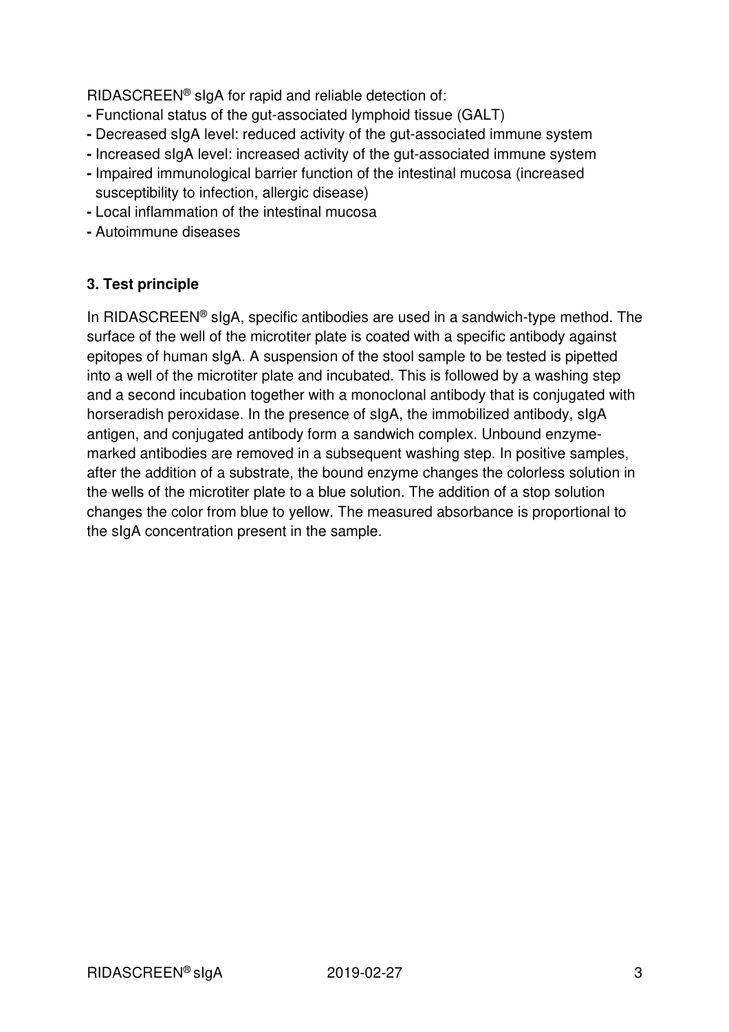RIDASCREEN® sIgA for rapid and reliable detection of:

- Functional status of the gut-associated lymphoid tissue (GALT)
- Decreased sIgA level: reduced activity of the gut-associated immune system
- Increased sIgA level: increased activity of the gut-associated immune system
- Impaired immunological barrier function of the intestinal mucosa (increased susceptibility to infection, allergic disease)
- Local inflammation of the intestinal mucosa
- Autoimmune diseases

## 3. Test principle

In RIDASCREEN® sIgA, specific antibodies are used in a sandwich-type method. The surface of the well of the microtiter plate is coated with a specific antibody against epitopes of human sIgA. A suspension of the stool sample to be tested is pipetted into a well of the microtiter plate and incubated. This is followed by a washing step and a second incubation together with a monoclonal antibody that is conjugated with horseradish peroxidase. In the presence of sIgA, the immobilized antibody, sIgA antigen, and conjugated antibody form a sandwich complex. Unbound enzyme-marked antibodies are removed in a subsequent washing step. In positive samples, after the addition of a substrate, the bound enzyme changes the colorless solution in the wells of the microtiter plate to a blue solution. The addition of a stop solution changes the color from blue to yellow. The measured absorbance is proportional to the sIgA concentration present in the sample.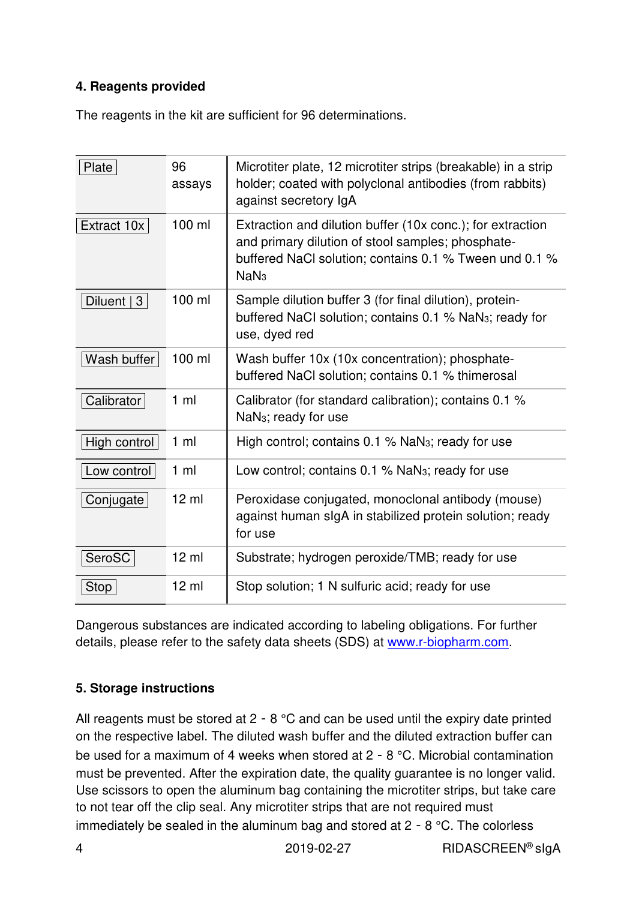## 4. Reagents provided

The reagents in the kit are sufficient for 96 determinations.

| | | |
|---|---|---|
| Plate | 96 assays | Microtiter plate, 12 microtiter strips (breakable) in a strip holder; coated with polyclonal antibodies (from rabbits) against secretory IgA |
| Extract 10x | 100 ml | Extraction and dilution buffer (10x conc.); for extraction and primary dilution of stool samples; phosphate-buffered NaCl solution; contains 0.1 % Tween und 0.1 % $NaN_3$ |
| Diluent \| 3 | 100 ml | Sample dilution buffer 3 (for final dilution), protein-buffered NaCl solution; contains 0.1 % $NaN_3$; ready for use, dyed red |
| Wash buffer | 100 ml | Wash buffer 10x (10x concentration); phosphate-buffered NaCl solution; contains 0.1 % thimerosal |
| Calibrator | 1 ml | Calibrator (for standard calibration); contains 0.1 % $NaN_3$; ready for use |
| High control | 1 ml | High control; contains 0.1 % $NaN_3$; ready for use |
| Low control | 1 ml | Low control; contains 0.1 % $NaN_3$; ready for use |
| Conjugate | 12 ml | Peroxidase conjugated, monoclonal antibody (mouse) against human sIgA in stabilized protein solution; ready for use |
| SeroSC | 12 ml | Substrate; hydrogen peroxide/TMB; ready for use |
| Stop | 12 ml | Stop solution; 1 N sulfuric acid; ready for use |

Dangerous substances are indicated according to labeling obligations. For further details, please refer to the safety data sheets (SDS) at www.r-biopharm.com.

## 5. Storage instructions

All reagents must be stored at 2 - 8 °C and can be used until the expiry date printed on the respective label. The diluted wash buffer and the diluted extraction buffer can be used for a maximum of 4 weeks when stored at 2 - 8 °C. Microbial contamination must be prevented. After the expiration date, the quality guarantee is no longer valid. Use scissors to open the aluminum bag containing the microtiter strips, but take care to not tear off the clip seal. Any microtiter strips that are not required must immediately be sealed in the aluminum bag and stored at 2 - 8 °C. The colorless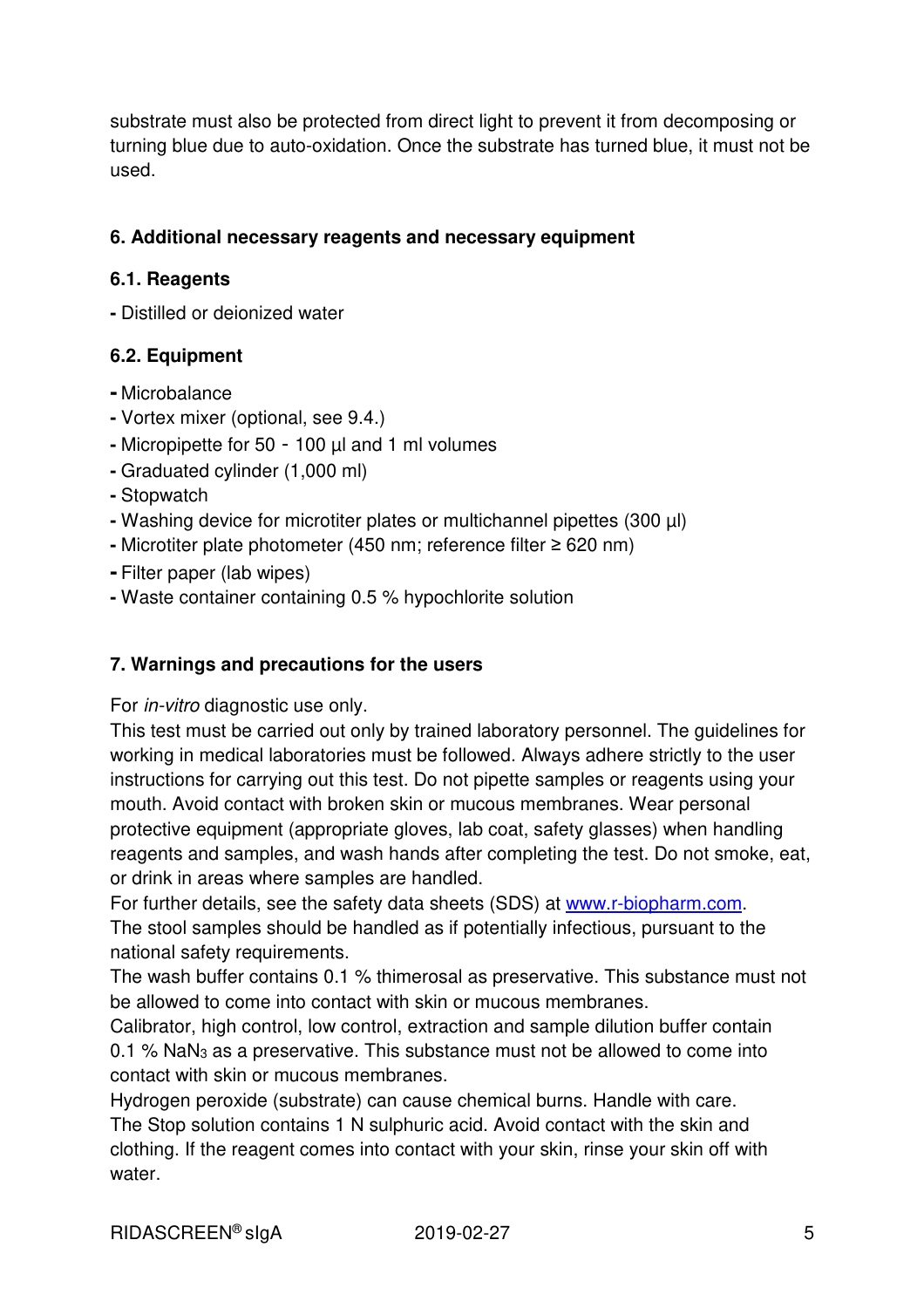substrate must also be protected from direct light to prevent it from decomposing or turning blue due to auto-oxidation. Once the substrate has turned blue, it must not be used.

## 6. Additional necessary reagents and necessary equipment

### 6.1. Reagents

- Distilled or deionized water

### 6.2. Equipment

- Microbalance
- Vortex mixer (optional, see 9.4.)
- Micropipette for 50 - 100 µl and 1 ml volumes
- Graduated cylinder (1,000 ml)
- Stopwatch
- Washing device for microtiter plates or multichannel pipettes (300 µl)
- Microtiter plate photometer (450 nm; reference filter ≥ 620 nm)
- Filter paper (lab wipes)
- Waste container containing 0.5 % hypochlorite solution

## 7. Warnings and precautions for the users

For *in-vitro* diagnostic use only.
This test must be carried out only by trained laboratory personnel. The guidelines for working in medical laboratories must be followed. Always adhere strictly to the user instructions for carrying out this test. Do not pipette samples or reagents using your mouth. Avoid contact with broken skin or mucous membranes. Wear personal protective equipment (appropriate gloves, lab coat, safety glasses) when handling reagents and samples, and wash hands after completing the test. Do not smoke, eat, or drink in areas where samples are handled.
For further details, see the safety data sheets (SDS) at www.r-biopharm.com.
The stool samples should be handled as if potentially infectious, pursuant to the national safety requirements.
The wash buffer contains 0.1 % thimerosal as preservative. This substance must not be allowed to come into contact with skin or mucous membranes.
Calibrator, high control, low control, extraction and sample dilution buffer contain 0.1 % $NaN_3$ as a preservative. This substance must not be allowed to come into contact with skin or mucous membranes.
Hydrogen peroxide (substrate) can cause chemical burns. Handle with care.
The Stop solution contains 1 N sulphuric acid. Avoid contact with the skin and clothing. If the reagent comes into contact with your skin, rinse your skin off with water.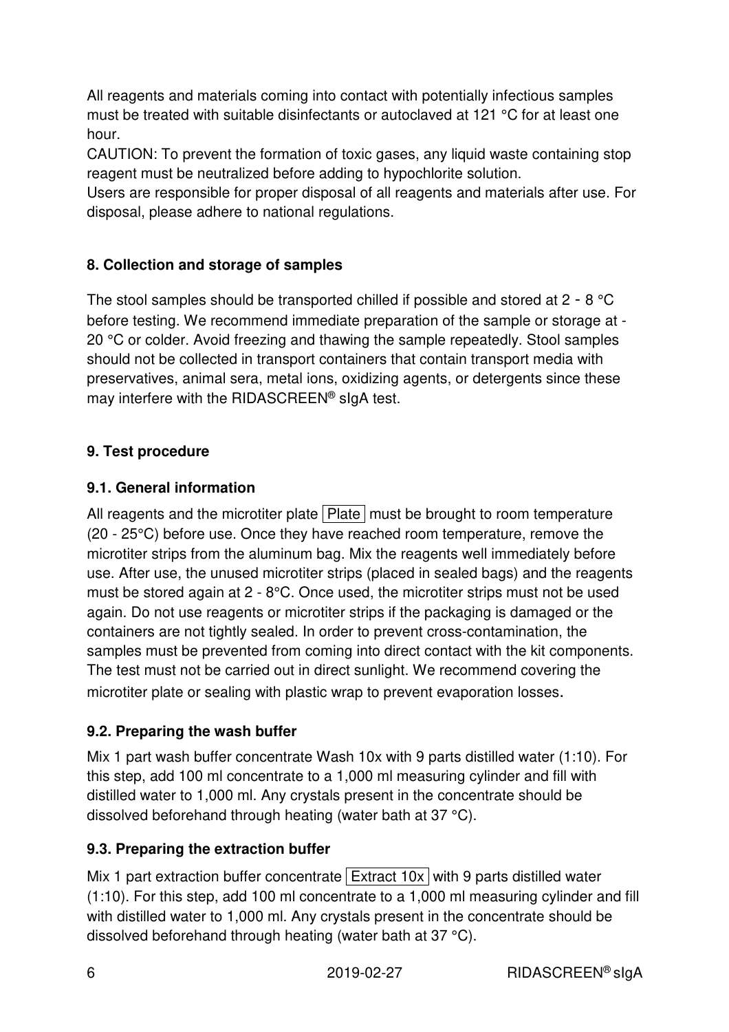All reagents and materials coming into contact with potentially infectious samples must be treated with suitable disinfectants or autoclaved at 121 °C for at least one hour.
CAUTION: To prevent the formation of toxic gases, any liquid waste containing stop reagent must be neutralized before adding to hypochlorite solution.
Users are responsible for proper disposal of all reagents and materials after use. For disposal, please adhere to national regulations.

## 8. Collection and storage of samples

The stool samples should be transported chilled if possible and stored at 2 - 8 °C before testing. We recommend immediate preparation of the sample or storage at -20 °C or colder. Avoid freezing and thawing the sample repeatedly. Stool samples should not be collected in transport containers that contain transport media with preservatives, animal sera, metal ions, oxidizing agents, or detergents since these may interfere with the RIDASCREEN® sIgA test.

## 9. Test procedure

### 9.1. General information

All reagents and the microtiter plate Plate must be brought to room temperature (20 - 25°C) before use. Once they have reached room temperature, remove the microtiter strips from the aluminum bag. Mix the reagents well immediately before use. After use, the unused microtiter strips (placed in sealed bags) and the reagents must be stored again at 2 - 8°C. Once used, the microtiter strips must not be used again. Do not use reagents or microtiter strips if the packaging is damaged or the containers are not tightly sealed. In order to prevent cross-contamination, the samples must be prevented from coming into direct contact with the kit components. The test must not be carried out in direct sunlight. We recommend covering the microtiter plate or sealing with plastic wrap to prevent evaporation losses.

### 9.2. Preparing the wash buffer

Mix 1 part wash buffer concentrate Wash 10x with 9 parts distilled water (1:10). For this step, add 100 ml concentrate to a 1,000 ml measuring cylinder and fill with distilled water to 1,000 ml. Any crystals present in the concentrate should be dissolved beforehand through heating (water bath at 37 °C).

### 9.3. Preparing the extraction buffer

Mix 1 part extraction buffer concentrate Extract 10x with 9 parts distilled water (1:10). For this step, add 100 ml concentrate to a 1,000 ml measuring cylinder and fill with distilled water to 1,000 ml. Any crystals present in the concentrate should be dissolved beforehand through heating (water bath at 37 °C).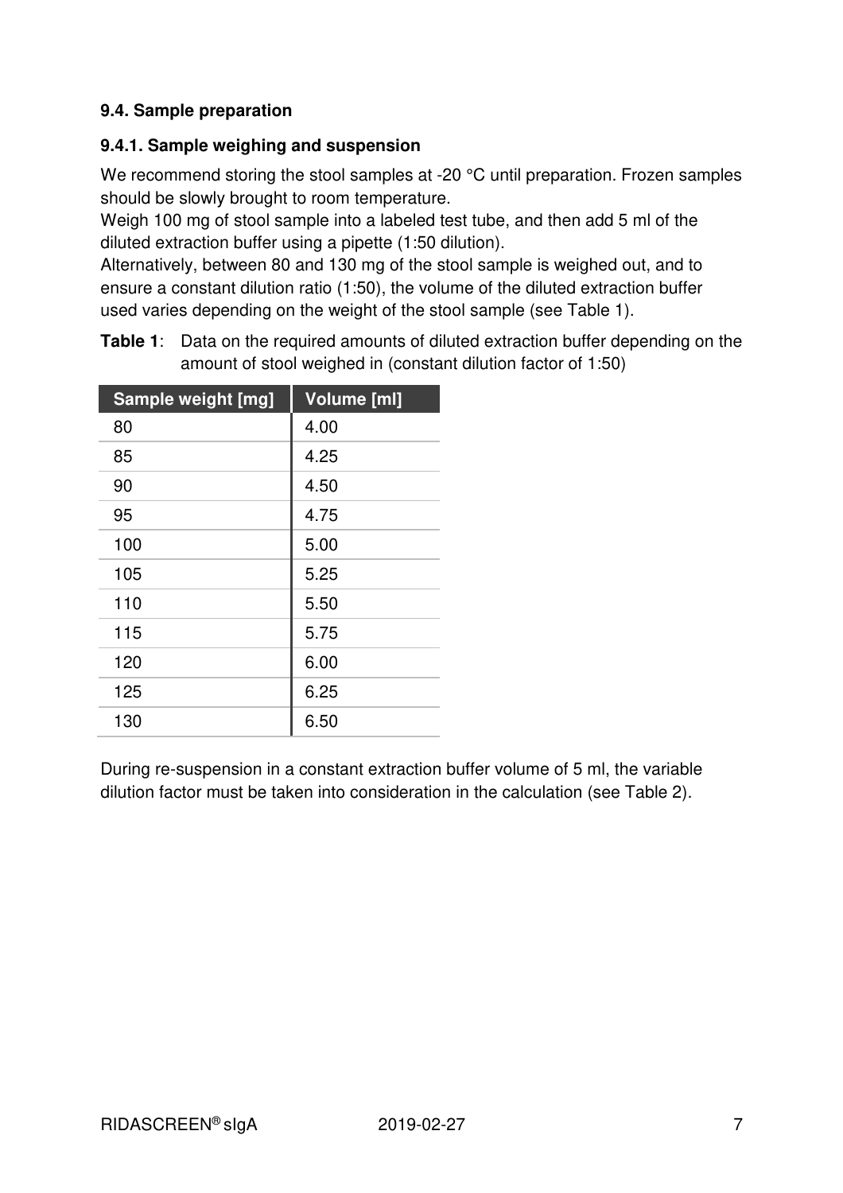### 9.4. Sample preparation

#### 9.4.1. Sample weighing and suspension

We recommend storing the stool samples at -20 °C until preparation. Frozen samples should be slowly brought to room temperature.
Weigh 100 mg of stool sample into a labeled test tube, and then add 5 ml of the diluted extraction buffer using a pipette (1:50 dilution).
Alternatively, between 80 and 130 mg of the stool sample is weighed out, and to ensure a constant dilution ratio (1:50), the volume of the diluted extraction buffer used varies depending on the weight of the stool sample (see Table 1).

**Table 1**: Data on the required amounts of diluted extraction buffer depending on the amount of stool weighed in (constant dilution factor of 1:50)

| Sample weight [mg] | Volume [ml] |
|---|---|
| 80 | 4.00 |
| 85 | 4.25 |
| 90 | 4.50 |
| 95 | 4.75 |
| 100 | 5.00 |
| 105 | 5.25 |
| 110 | 5.50 |
| 115 | 5.75 |
| 120 | 6.00 |
| 125 | 6.25 |
| 130 | 6.50 |

During re-suspension in a constant extraction buffer volume of 5 ml, the variable dilution factor must be taken into consideration in the calculation (see Table 2).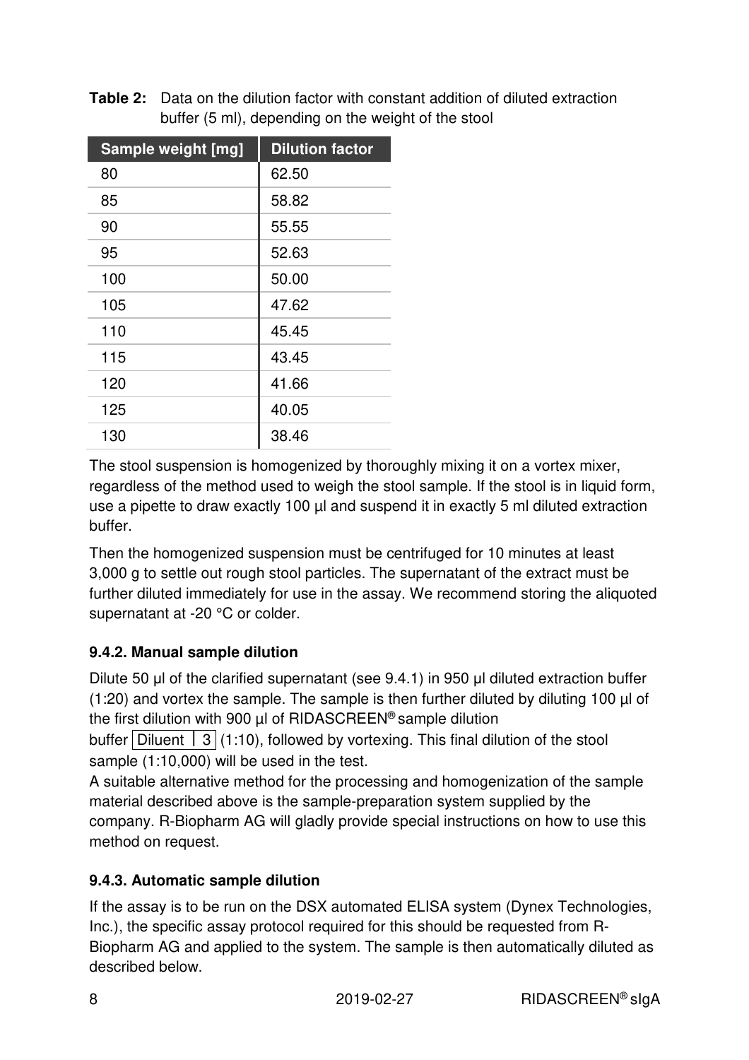**Table 2:** Data on the dilution factor with constant addition of diluted extraction buffer (5 ml), depending on the weight of the stool

| Sample weight [mg] | Dilution factor |
|---|---|
| 80 | 62.50 |
| 85 | 58.82 |
| 90 | 55.55 |
| 95 | 52.63 |
| 100 | 50.00 |
| 105 | 47.62 |
| 110 | 45.45 |
| 115 | 43.45 |
| 120 | 41.66 |
| 125 | 40.05 |
| 130 | 38.46 |

The stool suspension is homogenized by thoroughly mixing it on a vortex mixer, regardless of the method used to weigh the stool sample. If the stool is in liquid form, use a pipette to draw exactly 100 µl and suspend it in exactly 5 ml diluted extraction buffer.

Then the homogenized suspension must be centrifuged for 10 minutes at least 3,000 g to settle out rough stool particles. The supernatant of the extract must be further diluted immediately for use in the assay. We recommend storing the aliquoted supernatant at -20 °C or colder.

### 9.4.2. Manual sample dilution

Dilute 50 µl of the clarified supernatant (see 9.4.1) in 950 µl diluted extraction buffer (1:20) and vortex the sample. The sample is then further diluted by diluting 100 µl of the first dilution with 900 µl of RIDASCREEN® sample dilution buffer | Diluent | 3 | (1:10), followed by vortexing. This final dilution of the stool sample (1:10,000) will be used in the test.

A suitable alternative method for the processing and homogenization of the sample material described above is the sample-preparation system supplied by the company. R-Biopharm AG will gladly provide special instructions on how to use this method on request.

### 9.4.3. Automatic sample dilution

If the assay is to be run on the DSX automated ELISA system (Dynex Technologies, Inc.), the specific assay protocol required for this should be requested from R-Biopharm AG and applied to the system. The sample is then automatically diluted as described below.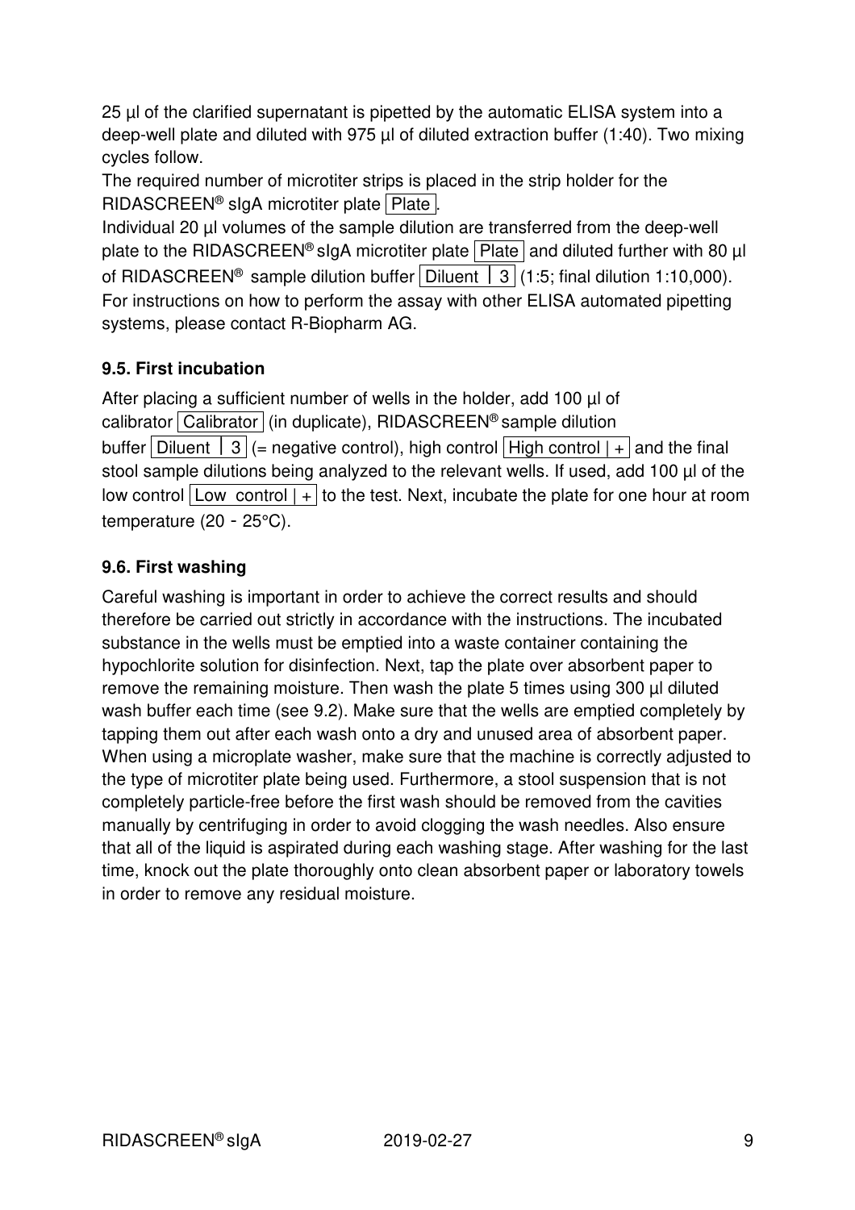25 µl of the clarified supernatant is pipetted by the automatic ELISA system into a deep-well plate and diluted with 975 µl of diluted extraction buffer (1:40). Two mixing cycles follow.
The required number of microtiter strips is placed in the strip holder for the RIDASCREEN® sIgA microtiter plate Plate.
Individual 20 µl volumes of the sample dilution are transferred from the deep-well plate to the RIDASCREEN® sIgA microtiter plate Plate and diluted further with 80 µl of RIDASCREEN® sample dilution buffer Diluent | 3 (1:5; final dilution 1:10,000).
For instructions on how to perform the assay with other ELISA automated pipetting systems, please contact R-Biopharm AG.

### 9.5. First incubation

After placing a sufficient number of wells in the holder, add 100 µl of calibrator Calibrator (in duplicate), RIDASCREEN® sample dilution buffer Diluent | 3 (= negative control), high control High control | + and the final stool sample dilutions being analyzed to the relevant wells. If used, add 100 µl of the low control Low control | + to the test. Next, incubate the plate for one hour at room temperature (20 - 25°C).

### 9.6. First washing

Careful washing is important in order to achieve the correct results and should therefore be carried out strictly in accordance with the instructions. The incubated substance in the wells must be emptied into a waste container containing the hypochlorite solution for disinfection. Next, tap the plate over absorbent paper to remove the remaining moisture. Then wash the plate 5 times using 300 µl diluted wash buffer each time (see 9.2). Make sure that the wells are emptied completely by tapping them out after each wash onto a dry and unused area of absorbent paper. When using a microplate washer, make sure that the machine is correctly adjusted to the type of microtiter plate being used. Furthermore, a stool suspension that is not completely particle-free before the first wash should be removed from the cavities manually by centrifuging in order to avoid clogging the wash needles. Also ensure that all of the liquid is aspirated during each washing stage. After washing for the last time, knock out the plate thoroughly onto clean absorbent paper or laboratory towels in order to remove any residual moisture.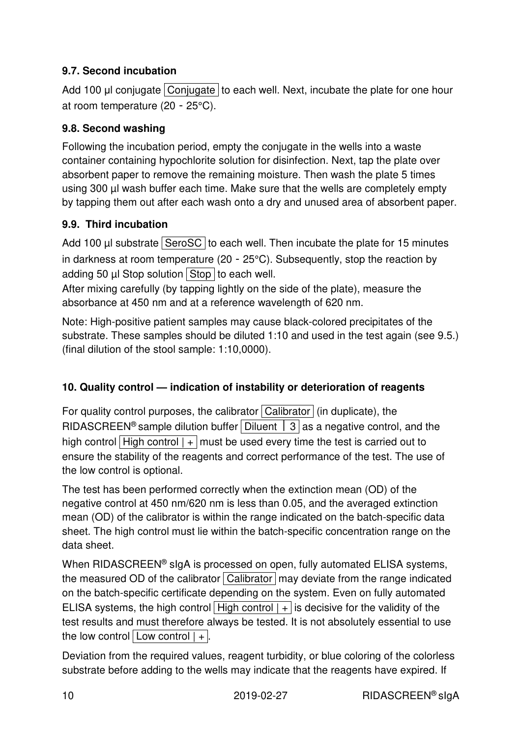### 9.7. Second incubation

Add 100 µl conjugate Conjugate to each well. Next, incubate the plate for one hour at room temperature (20 - 25°C).

### 9.8. Second washing

Following the incubation period, empty the conjugate in the wells into a waste container containing hypochlorite solution for disinfection. Next, tap the plate over absorbent paper to remove the remaining moisture. Then wash the plate 5 times using 300 µl wash buffer each time. Make sure that the wells are completely empty by tapping them out after each wash onto a dry and unused area of absorbent paper.

### 9.9. Third incubation

Add 100 µl substrate SeroSC to each well. Then incubate the plate for 15 minutes in darkness at room temperature (20 - 25°C). Subsequently, stop the reaction by adding 50 µl Stop solution Stop to each well.
After mixing carefully (by tapping lightly on the side of the plate), measure the absorbance at 450 nm and at a reference wavelength of 620 nm.

Note: High-positive patient samples may cause black-colored precipitates of the substrate. These samples should be diluted 1:10 and used in the test again (see 9.5.) (final dilution of the stool sample: 1:10,0000).

## 10. Quality control — indication of instability or deterioration of reagents

For quality control purposes, the calibrator Calibrator (in duplicate), the RIDASCREEN® sample dilution buffer Diluent | 3 as a negative control, and the high control High control | + must be used every time the test is carried out to ensure the stability of the reagents and correct performance of the test. The use of the low control is optional.

The test has been performed correctly when the extinction mean (OD) of the negative control at 450 nm/620 nm is less than 0.05, and the averaged extinction mean (OD) of the calibrator is within the range indicated on the batch-specific data sheet. The high control must lie within the batch-specific concentration range on the data sheet.

When RIDASCREEN® sIgA is processed on open, fully automated ELISA systems, the measured OD of the calibrator Calibrator may deviate from the range indicated on the batch-specific certificate depending on the system. Even on fully automated ELISA systems, the high control High control | + is decisive for the validity of the test results and must therefore always be tested. It is not absolutely essential to use the low control Low control | +.

Deviation from the required values, reagent turbidity, or blue coloring of the colorless substrate before adding to the wells may indicate that the reagents have expired. If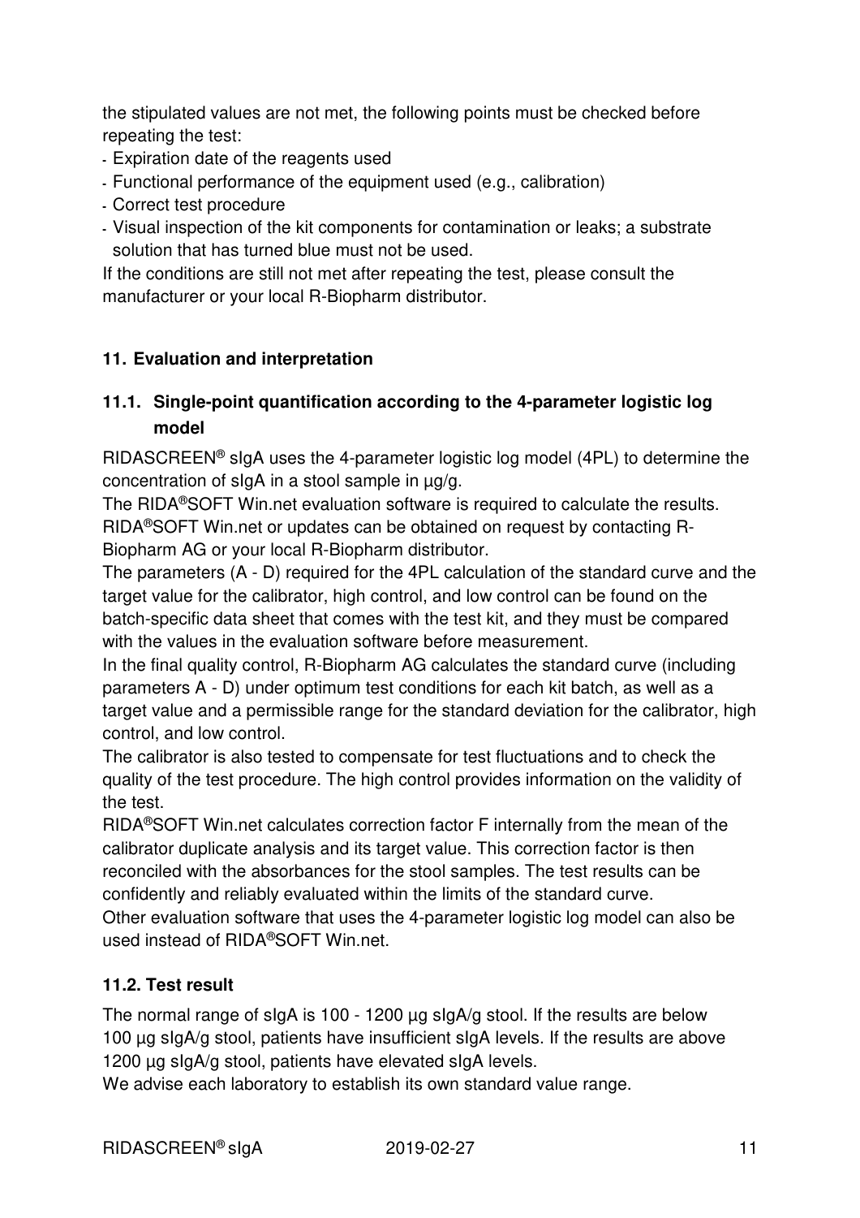the stipulated values are not met, the following points must be checked before repeating the test:

- Expiration date of the reagents used
- Functional performance of the equipment used (e.g., calibration)
- Correct test procedure
- Visual inspection of the kit components for contamination or leaks; a substrate solution that has turned blue must not be used.

If the conditions are still not met after repeating the test, please consult the manufacturer or your local R-Biopharm distributor.

## 11. Evaluation and interpretation

### 11.1. Single-point quantification according to the 4-parameter logistic log model

RIDASCREEN® sIgA uses the 4-parameter logistic log model (4PL) to determine the concentration of sIgA in a stool sample in µg/g.

The RIDA®SOFT Win.net evaluation software is required to calculate the results. RIDA®SOFT Win.net or updates can be obtained on request by contacting R-Biopharm AG or your local R-Biopharm distributor.

The parameters (A - D) required for the 4PL calculation of the standard curve and the target value for the calibrator, high control, and low control can be found on the batch-specific data sheet that comes with the test kit, and they must be compared with the values in the evaluation software before measurement.

In the final quality control, R-Biopharm AG calculates the standard curve (including parameters A - D) under optimum test conditions for each kit batch, as well as a target value and a permissible range for the standard deviation for the calibrator, high control, and low control.

The calibrator is also tested to compensate for test fluctuations and to check the quality of the test procedure. The high control provides information on the validity of the test.

RIDA®SOFT Win.net calculates correction factor F internally from the mean of the calibrator duplicate analysis and its target value. This correction factor is then reconciled with the absorbances for the stool samples. The test results can be confidently and reliably evaluated within the limits of the standard curve.

Other evaluation software that uses the 4-parameter logistic log model can also be used instead of RIDA®SOFT Win.net.

### 11.2. Test result

The normal range of sIgA is 100 - 1200 µg sIgA/g stool. If the results are below 100 µg sIgA/g stool, patients have insufficient sIgA levels. If the results are above 1200 µg sIgA/g stool, patients have elevated sIgA levels.

We advise each laboratory to establish its own standard value range.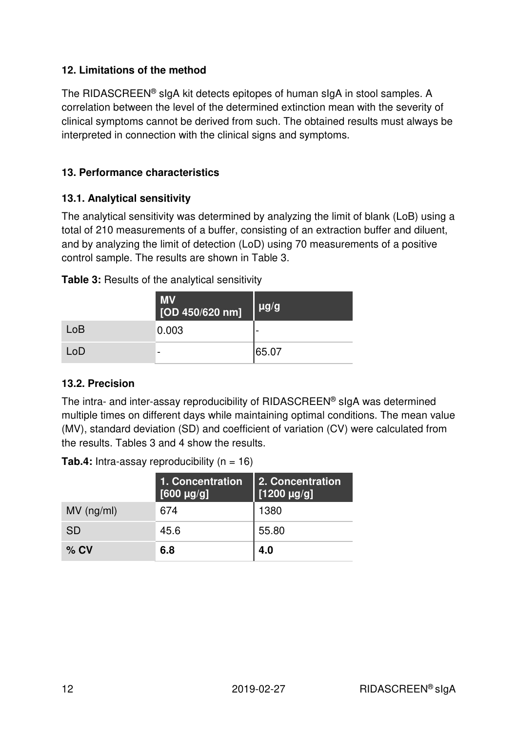## 12. Limitations of the method

The RIDASCREEN® sIgA kit detects epitopes of human sIgA in stool samples. A correlation between the level of the determined extinction mean with the severity of clinical symptoms cannot be derived from such. The obtained results must always be interpreted in connection with the clinical signs and symptoms.

## 13. Performance characteristics

### 13.1. Analytical sensitivity

The analytical sensitivity was determined by analyzing the limit of blank (LoB) using a total of 210 measurements of a buffer, consisting of an extraction buffer and diluent, and by analyzing the limit of detection (LoD) using 70 measurements of a positive control sample. The results are shown in Table 3.

**Table 3:** Results of the analytical sensitivity

| | MV [OD 450/620 nm] | µg/g |
|---|---|---|
| LoB | 0.003 | - |
| LoD | - | 65.07 |

### 13.2. Precision

The intra- and inter-assay reproducibility of RIDASCREEN® sIgA was determined multiple times on different days while maintaining optimal conditions. The mean value (MV), standard deviation (SD) and coefficient of variation (CV) were calculated from the results. Tables 3 and 4 show the results.

**Tab.4:** Intra-assay reproducibility (n = 16)

| | 1. Concentration [600 µg/g] | 2. Concentration [1200 µg/g] |
|---|---|---|
| MV (ng/ml) | 674 | 1380 |
| SD | 45.6 | 55.80 |
| **% CV** | **6.8** | **4.0** |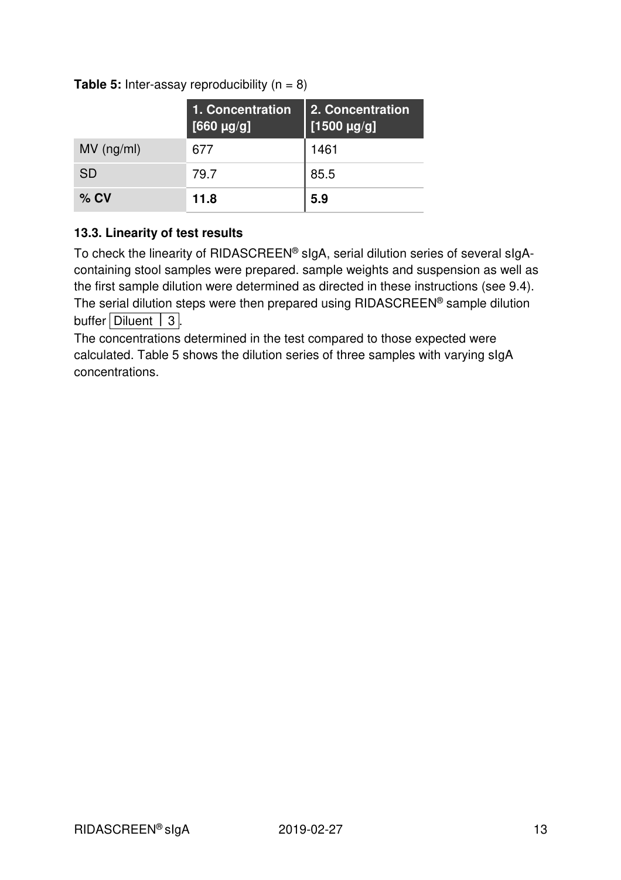**Table 5:** Inter-assay reproducibility (n = 8)

| | 1. Concentration [660 µg/g] | 2. Concentration [1500 µg/g] |
|---|---|---|
| MV (ng/ml) | 677 | 1461 |
| SD | 79.7 | 85.5 |
| **% CV** | **11.8** | **5.9** |

### 13.3. Linearity of test results

To check the linearity of RIDASCREEN® sIgA, serial dilution series of several sIgA-containing stool samples were prepared. sample weights and suspension as well as the first sample dilution were determined as directed in these instructions (see 9.4). The serial dilution steps were then prepared using RIDASCREEN® sample dilution buffer Diluent | 3.

The concentrations determined in the test compared to those expected were calculated. Table 5 shows the dilution series of three samples with varying sIgA concentrations.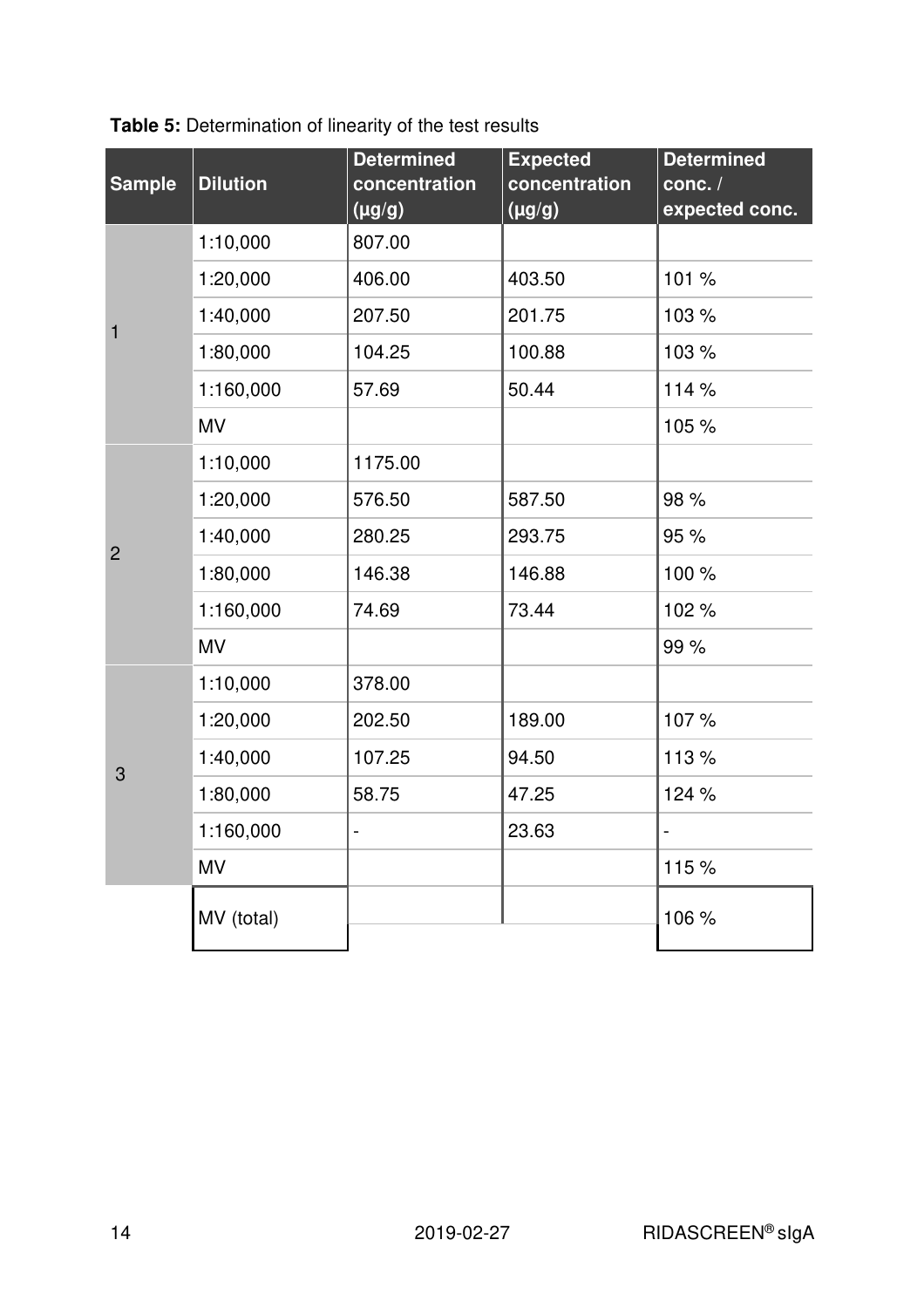**Table 5:** Determination of linearity of the test results

| Sample | Dilution | Determined concentration (µg/g) | Expected concentration (µg/g) | Determined conc. / expected conc. |
|---|---|---|---|---|
| 1 | 1:10,000 | 807.00 | | |
| | 1:20,000 | 406.00 | 403.50 | 101 % |
| | 1:40,000 | 207.50 | 201.75 | 103 % |
| | 1:80,000 | 104.25 | 100.88 | 103 % |
| | 1:160,000 | 57.69 | 50.44 | 114 % |
| | MV | | | 105 % |
| 2 | 1:10,000 | 1175.00 | | |
| | 1:20,000 | 576.50 | 587.50 | 98 % |
| | 1:40,000 | 280.25 | 293.75 | 95 % |
| | 1:80,000 | 146.38 | 146.88 | 100 % |
| | 1:160,000 | 74.69 | 73.44 | 102 % |
| | MV | | | 99 % |
| 3 | 1:10,000 | 378.00 | | |
| | 1:20,000 | 202.50 | 189.00 | 107 % |
| | 1:40,000 | 107.25 | 94.50 | 113 % |
| | 1:80,000 | 58.75 | 47.25 | 124 % |
| | 1:160,000 | - | 23.63 | - |
| | MV | | | 115 % |
| | MV (total) | | | 106 % |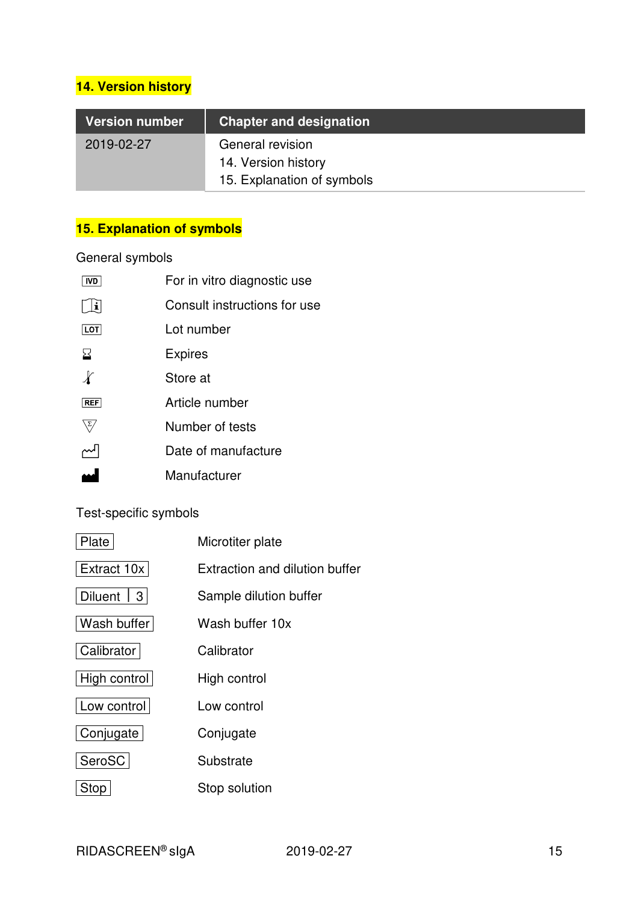## 14. Version history

| Version number | Chapter and designation |
|---|---|
| 2019-02-27 | General revision<br>14. Version history<br>15. Explanation of symbols |

## 15. Explanation of symbols

General symbols

| Symbol | Meaning |
|---|---|
| IVD | For in vitro diagnostic use |
| | Consult instructions for use |
| LOT | Lot number |
| | Expires |
| | Store at |
| REF | Article number |
| | Number of tests |
| | Date of manufacture |
| | Manufacturer |

Test-specific symbols

| Symbol | Meaning |
|---|---|
| Plate | Microtiter plate |
| Extract 10x | Extraction and dilution buffer |
| Diluent \| 3 | Sample dilution buffer |
| Wash buffer | Wash buffer 10x |
| Calibrator | Calibrator |
| High control | High control |
| Low control | Low control |
| Conjugate | Conjugate |
| SeroSC | Substrate |
| Stop | Stop solution |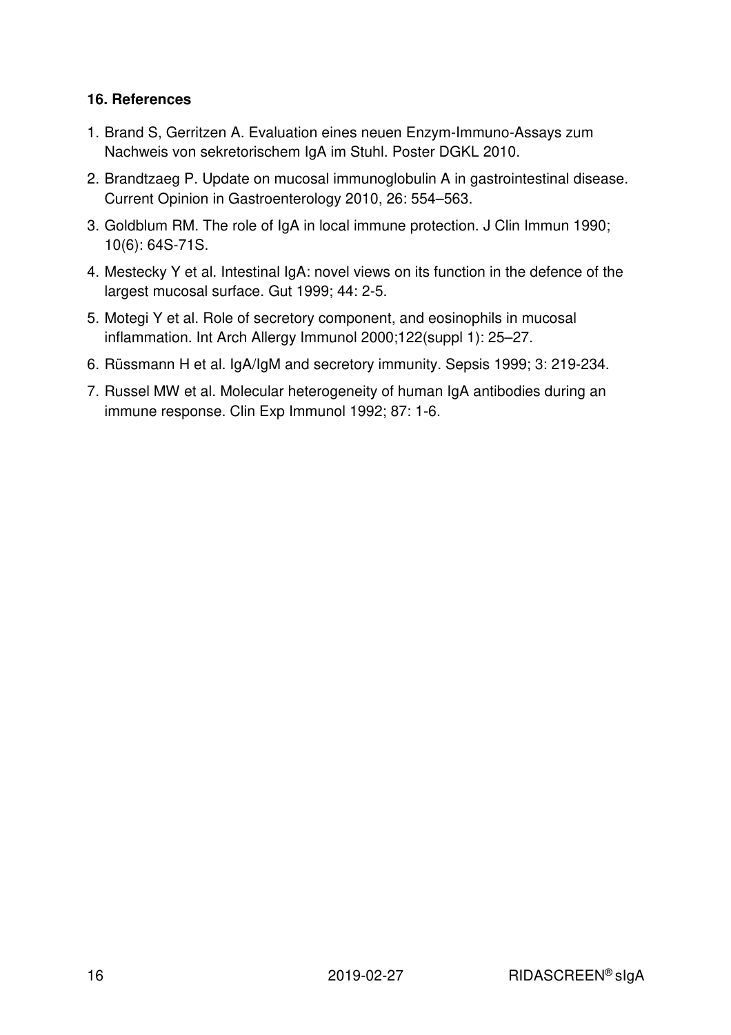## 16. References

1. Brand S, Gerritzen A. Evaluation eines neuen Enzym-Immuno-Assays zum Nachweis von sekretorischem IgA im Stuhl. Poster DGKL 2010.
2. Brandtzaeg P. Update on mucosal immunoglobulin A in gastrointestinal disease. Current Opinion in Gastroenterology 2010, 26: 554–563.
3. Goldblum RM. The role of IgA in local immune protection. J Clin Immun 1990; 10(6): 64S-71S.
4. Mestecky Y et al. Intestinal IgA: novel views on its function in the defence of the largest mucosal surface. Gut 1999; 44: 2-5.
5. Motegi Y et al. Role of secretory component, and eosinophils in mucosal inflammation. Int Arch Allergy Immunol 2000;122(suppl 1): 25–27.
6. Rüssmann H et al. IgA/IgM and secretory immunity. Sepsis 1999; 3: 219-234.
7. Russel MW et al. Molecular heterogeneity of human IgA antibodies during an immune response. Clin Exp Immunol 1992; 87: 1-6.